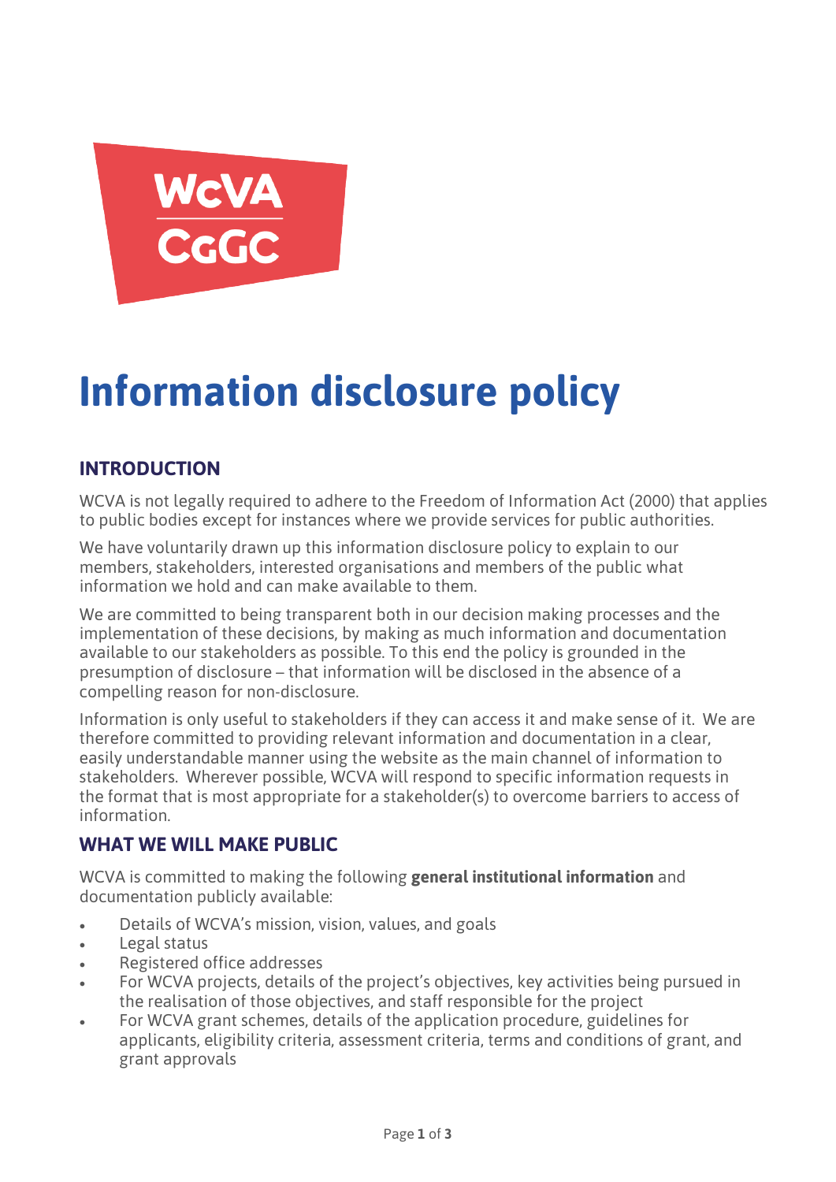# Information disclosure policy

## INTRODUCTION

WCVA is not legally required to adhere to the Freedom of Information Act (2000) that applies to public bodies except for instances where we provide services for public authorities.

We have voluntarily drawn up this information disclosure policy to explain to our members, stakeholders, interested organisations and members of the public what information we hold and can make available to them.

We are committed to being transparent both in our decision making processes and the implementation of these decisions, by making as much information and documentation available to our stakeholders as possible. To this end the policy is grounded in the presumption of disclosure – that information will be disclosed in the absence of a compelling reason for non-disclosure.

Information is only useful to stakeholders if they can access it and make sense of it. We are therefore committed to providing relevant information and documentation in a clear, easily understandable manner using the website as the main channel of information to stakeholders. Wherever possible, WCVA will respond to specific information requests in the format that is most appropriate for a stakeholder(s) to overcome barriers to access of information.

## WHAT WE WILL MAKE PUBLIC

WCVA is committed to making the following **general institutional information** and documentation publicly available:

- Details of WCVA's mission, vision, values, and goals
- Legal status
- Registered office addresses
- For WCVA projects, details of the project's objectives, key activities being pursued in the realisation of those objectives, and staff responsible for the project
- For WCVA grant schemes, details of the application procedure, guidelines for applicants, eligibility criteria, assessment criteria, terms and conditions of grant, and grant approvals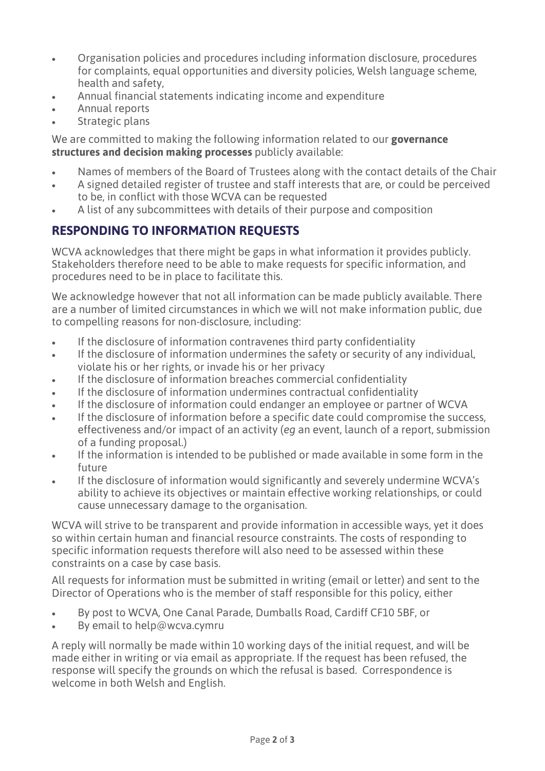- Organisation policies and procedures including information disclosure, procedures for complaints, equal opportunities and diversity policies, Welsh language scheme, health and safety,
- Annual financial statements indicating income and expenditure
- Annual reports
- Strategic plans

We are committed to making the following information related to our **governance structures and decision making processes** publicly available:

- Names of members of the Board of Trustees along with the contact details of the Chair
- A signed detailed register of trustee and staff interests that are, or could be perceived to be, in conflict with those WCVA can be requested
- A list of any subcommittees with details of their purpose and composition

## RESPONDING TO INFORMATION REQUESTS

WCVA acknowledges that there might be gaps in what information it provides publicly. Stakeholders therefore need to be able to make requests for specific information, and procedures need to be in place to facilitate this.

We acknowledge however that not all information can be made publicly available. There are a number of limited circumstances in which we will not make information public, due to compelling reasons for non-disclosure, including:

- If the disclosure of information contravenes third party confidentiality
- If the disclosure of information undermines the safety or security of any individual, violate his or her rights, or invade his or her privacy
- If the disclosure of information breaches commercial confidentiality
- If the disclosure of information undermines contractual confidentiality
- If the disclosure of information could endanger an employee or partner of WCVA
- If the disclosure of information before a specific date could compromise the success, effectiveness and/or impact of an activity (*eg* an event, launch of a report, submission of a funding proposal.)
- If the information is intended to be published or made available in some form in the future
- If the disclosure of information would significantly and severely undermine WCVA's ability to achieve its objectives or maintain effective working relationships, or could cause unnecessary damage to the organisation.

WCVA will strive to be transparent and provide information in accessible ways, yet it does so within certain human and financial resource constraints. The costs of responding to specific information requests therefore will also need to be assessed within these constraints on a case by case basis.

All requests for information must be submitted in writing (email or letter) and sent to the Director of Operations who is the member of staff responsible for this policy, either

- By post to WCVA, One Canal Parade, Dumballs Road, Cardiff CF10 5BF, or
- By email to help@wcva.cymru

A reply will normally be made within 10 working days of the initial request, and will be made either in writing or via email as appropriate. If the request has been refused, the response will specify the grounds on which the refusal is based. Correspondence is welcome in both Welsh and English.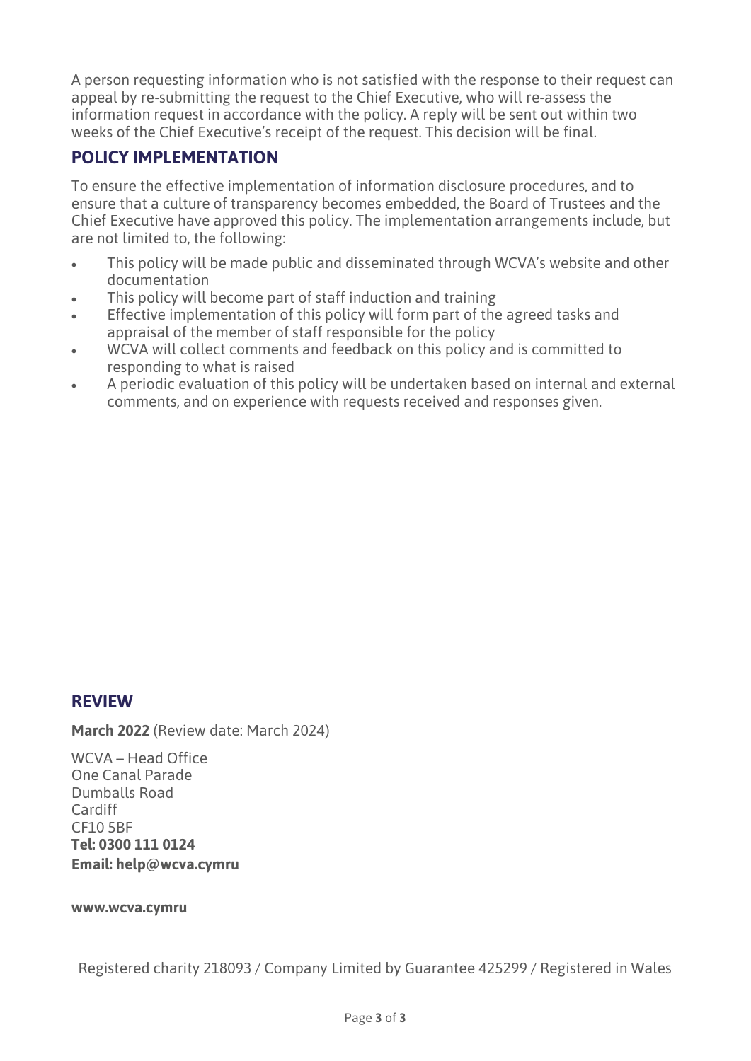A person requesting information who is not satisfied with the response to their request can appeal by re-submitting the request to the Chief Executive, who will re-assess the information request in accordance with the policy. A reply will be sent out within two weeks of the Chief Executive's receipt of the request. This decision will be final.

## POLICY IMPLEMENTATION

To ensure the effective implementation of information disclosure procedures, and to ensure that a culture of transparency becomes embedded, the Board of Trustees and the Chief Executive have approved this policy. The implementation arrangements include, but are not limited to, the following:

- This policy will be made public and disseminated through WCVA's website and other documentation
- This policy will become part of staff induction and training
- Effective implementation of this policy will form part of the agreed tasks and appraisal of the member of staff responsible for the policy
- WCVA will collect comments and feedback on this policy and is committed to responding to what is raised
- A periodic evaluation of this policy will be undertaken based on internal and external comments, and on experience with requests received and responses given.

## REVIEW

**March 2022** (Review date: March 2024)

WCVA – Head Office
One Canal Parade
Dumballs Road
Cardiff
CF10 5BF
**Tel: 0300 111 0124**
**Email: help@wcva.cymru**

**www.wcva.cymru**

Registered charity 218093 / Company Limited by Guarantee 425299 / Registered in Wales